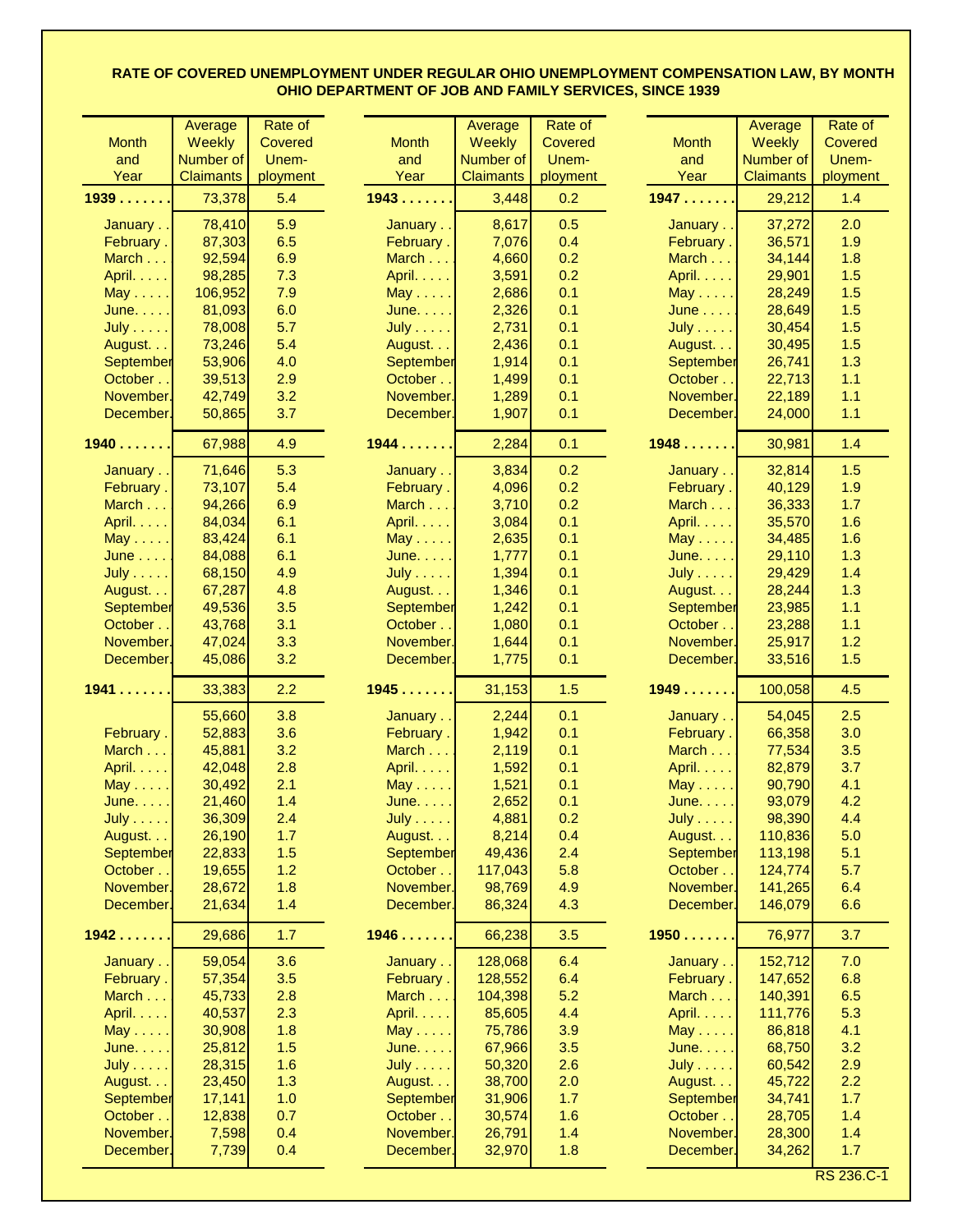# RATE OF COVERED UNEMPLOYMENT UNDER REGULAR OHIO UNEMPLOYMENT COMPENSATION LAW, BY MONTH
## OHIO DEPARTMENT OF JOB AND FAMILY SERVICES, SINCE 1939

| Month and Year | Average Weekly Number of Claimants | Rate of Covered Unemployment |
|---|---|---|
| **1939** | 73,378 | 5.4 |
| January | 78,410 | 5.9 |
| February | 87,303 | 6.5 |
| March | 92,594 | 6.9 |
| April | 98,285 | 7.3 |
| May | 106,952 | 7.9 |
| June | 81,093 | 6.0 |
| July | 78,008 | 5.7 |
| August | 73,246 | 5.4 |
| September | 53,906 | 4.0 |
| October | 39,513 | 2.9 |
| November | 42,749 | 3.2 |
| December | 50,865 | 3.7 |
| **1940** | 67,988 | 4.9 |
| January | 71,646 | 5.3 |
| February | 73,107 | 5.4 |
| March | 94,266 | 6.9 |
| April | 84,034 | 6.1 |
| May | 83,424 | 6.1 |
| June | 84,088 | 6.1 |
| July | 68,150 | 4.9 |
| August | 67,287 | 4.8 |
| September | 49,536 | 3.5 |
| October | 43,768 | 3.1 |
| November | 47,024 | 3.3 |
| December | 45,086 | 3.2 |
| **1941** | 33,383 | 2.2 |
| | 55,660 | 3.8 |
| February | 52,883 | 3.6 |
| March | 45,881 | 3.2 |
| April | 42,048 | 2.8 |
| May | 30,492 | 2.1 |
| June | 21,460 | 1.4 |
| July | 36,309 | 2.4 |
| August | 26,190 | 1.7 |
| September | 22,833 | 1.5 |
| October | 19,655 | 1.2 |
| November | 28,672 | 1.8 |
| December | 21,634 | 1.4 |
| **1942** | 29,686 | 1.7 |
| January | 59,054 | 3.6 |
| February | 57,354 | 3.5 |
| March | 45,733 | 2.8 |
| April | 40,537 | 2.3 |
| May | 30,908 | 1.8 |
| June | 25,812 | 1.5 |
| July | 28,315 | 1.6 |
| August | 23,450 | 1.3 |
| September | 17,141 | 1.0 |
| October | 12,838 | 0.7 |
| November | 7,598 | 0.4 |
| December | 7,739 | 0.4 |
| **1943** | 3,448 | 0.2 |
| January | 8,617 | 0.5 |
| February | 7,076 | 0.4 |
| March | 4,660 | 0.2 |
| April | 3,591 | 0.2 |
| May | 2,686 | 0.1 |
| June | 2,326 | 0.1 |
| July | 2,731 | 0.1 |
| August | 2,436 | 0.1 |
| September | 1,914 | 0.1 |
| October | 1,499 | 0.1 |
| November | 1,289 | 0.1 |
| December | 1,907 | 0.1 |
| **1944** | 2,284 | 0.1 |
| January | 3,834 | 0.2 |
| February | 4,096 | 0.2 |
| March | 3,710 | 0.2 |
| April | 3,084 | 0.1 |
| May | 2,635 | 0.1 |
| June | 1,777 | 0.1 |
| July | 1,394 | 0.1 |
| August | 1,346 | 0.1 |
| September | 1,242 | 0.1 |
| October | 1,080 | 0.1 |
| November | 1,644 | 0.1 |
| December | 1,775 | 0.1 |
| **1945** | 31,153 | 1.5 |
| January | 2,244 | 0.1 |
| February | 1,942 | 0.1 |
| March | 2,119 | 0.1 |
| April | 1,592 | 0.1 |
| May | 1,521 | 0.1 |
| June | 2,652 | 0.1 |
| July | 4,881 | 0.2 |
| August | 8,214 | 0.4 |
| September | 49,436 | 2.4 |
| October | 117,043 | 5.8 |
| November | 98,769 | 4.9 |
| December | 86,324 | 4.3 |
| **1946** | 66,238 | 3.5 |
| January | 128,068 | 6.4 |
| February | 128,552 | 6.4 |
| March | 104,398 | 5.2 |
| April | 85,605 | 4.4 |
| May | 75,786 | 3.9 |
| June | 67,966 | 3.5 |
| July | 50,320 | 2.6 |
| August | 38,700 | 2.0 |
| September | 31,906 | 1.7 |
| October | 30,574 | 1.6 |
| November | 26,791 | 1.4 |
| December | 32,970 | 1.8 |
| **1947** | 29,212 | 1.4 |
| January | 37,272 | 2.0 |
| February | 36,571 | 1.9 |
| March | 34,144 | 1.8 |
| April | 29,901 | 1.5 |
| May | 28,249 | 1.5 |
| June | 28,649 | 1.5 |
| July | 30,454 | 1.5 |
| August | 30,495 | 1.5 |
| September | 26,741 | 1.3 |
| October | 22,713 | 1.1 |
| November | 22,189 | 1.1 |
| December | 24,000 | 1.1 |
| **1948** | 30,981 | 1.4 |
| January | 32,814 | 1.5 |
| February | 40,129 | 1.9 |
| March | 36,333 | 1.7 |
| April | 35,570 | 1.6 |
| May | 34,485 | 1.6 |
| June | 29,110 | 1.3 |
| July | 29,429 | 1.4 |
| August | 28,244 | 1.3 |
| September | 23,985 | 1.1 |
| October | 23,288 | 1.1 |
| November | 25,917 | 1.2 |
| December | 33,516 | 1.5 |
| **1949** | 100,058 | 4.5 |
| January | 54,045 | 2.5 |
| February | 66,358 | 3.0 |
| March | 77,534 | 3.5 |
| April | 82,879 | 3.7 |
| May | 90,790 | 4.1 |
| June | 93,079 | 4.2 |
| July | 98,390 | 4.4 |
| August | 110,836 | 5.0 |
| September | 113,198 | 5.1 |
| October | 124,774 | 5.7 |
| November | 141,265 | 6.4 |
| December | 146,079 | 6.6 |
| **1950** | 76,977 | 3.7 |
| January | 152,712 | 7.0 |
| February | 147,652 | 6.8 |
| March | 140,391 | 6.5 |
| April | 111,776 | 5.3 |
| May | 86,818 | 4.1 |
| June | 68,750 | 3.2 |
| July | 60,542 | 2.9 |
| August | 45,722 | 2.2 |
| September | 34,741 | 1.7 |
| October | 28,705 | 1.4 |
| November | 28,300 | 1.4 |
| December | 34,262 | 1.7 |

RS 236.C-1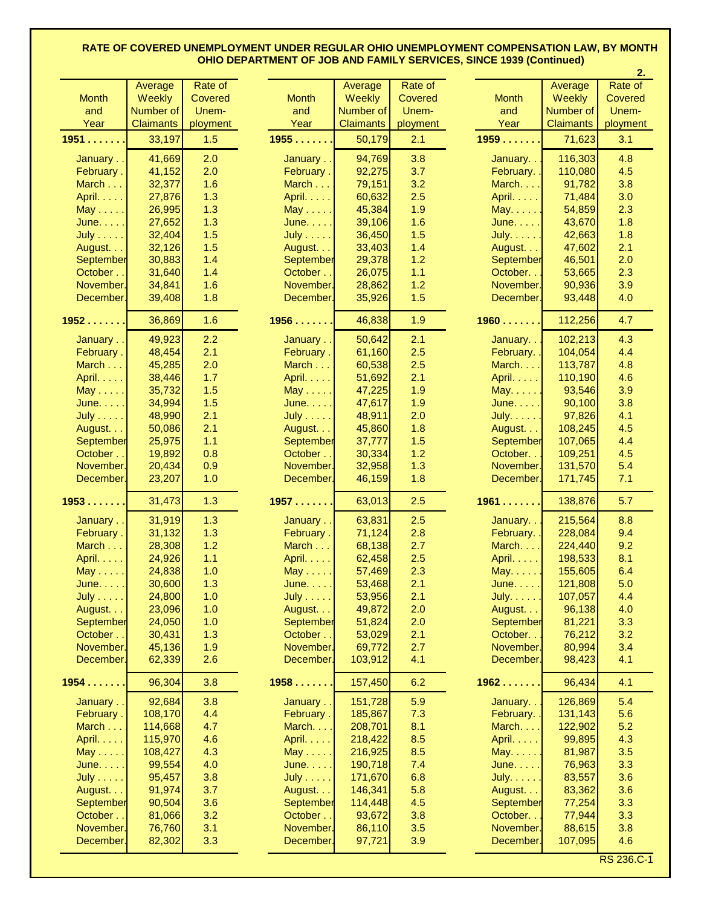**RATE OF COVERED UNEMPLOYMENT UNDER REGULAR OHIO UNEMPLOYMENT COMPENSATION LAW, BY MONTH**
**OHIO DEPARTMENT OF JOB AND FAMILY SERVICES, SINCE 1939 (Continued)**

| Month and Year | Average Weekly Number of Claimants | Rate of Covered Unemployment |
|---|---|---|
| **1951** | 33,197 | 1.5 |
| January | 41,669 | 2.0 |
| February | 41,152 | 2.0 |
| March | 32,377 | 1.6 |
| April | 27,876 | 1.3 |
| May | 26,995 | 1.3 |
| June | 27,652 | 1.3 |
| July | 32,404 | 1.5 |
| August | 32,126 | 1.5 |
| September | 30,883 | 1.4 |
| October | 31,640 | 1.4 |
| November | 34,841 | 1.6 |
| December | 39,408 | 1.8 |
| **1952** | 36,869 | 1.6 |
| January | 49,923 | 2.2 |
| February | 48,454 | 2.1 |
| March | 45,285 | 2.0 |
| April | 38,446 | 1.7 |
| May | 35,732 | 1.5 |
| June | 34,994 | 1.5 |
| July | 48,990 | 2.1 |
| August | 50,086 | 2.1 |
| September | 25,975 | 1.1 |
| October | 19,892 | 0.8 |
| November | 20,434 | 0.9 |
| December | 23,207 | 1.0 |
| **1953** | 31,473 | 1.3 |
| January | 31,919 | 1.3 |
| February | 31,132 | 1.3 |
| March | 28,308 | 1.2 |
| April | 24,926 | 1.1 |
| May | 24,838 | 1.0 |
| June | 30,600 | 1.3 |
| July | 24,800 | 1.0 |
| August | 23,096 | 1.0 |
| September | 24,050 | 1.0 |
| October | 30,431 | 1.3 |
| November | 45,136 | 1.9 |
| December | 62,339 | 2.6 |
| **1954** | 96,304 | 3.8 |
| January | 92,684 | 3.8 |
| February | 108,170 | 4.4 |
| March | 114,668 | 4.7 |
| April | 115,970 | 4.6 |
| May | 108,427 | 4.3 |
| June | 99,554 | 4.0 |
| July | 95,457 | 3.8 |
| August | 91,974 | 3.7 |
| September | 90,504 | 3.6 |
| October | 81,066 | 3.2 |
| November | 76,760 | 3.1 |
| December | 82,302 | 3.3 |
| **1955** | 50,179 | 2.1 |
| January | 94,769 | 3.8 |
| February | 92,275 | 3.7 |
| March | 79,151 | 3.2 |
| April | 60,632 | 2.5 |
| May | 45,384 | 1.9 |
| June | 39,106 | 1.6 |
| July | 36,450 | 1.5 |
| August | 33,403 | 1.4 |
| September | 29,378 | 1.2 |
| October | 26,075 | 1.1 |
| November | 28,862 | 1.2 |
| December | 35,926 | 1.5 |
| **1956** | 46,838 | 1.9 |
| January | 50,642 | 2.1 |
| February | 61,160 | 2.5 |
| March | 60,538 | 2.5 |
| April | 51,692 | 2.1 |
| May | 47,225 | 1.9 |
| June | 47,617 | 1.9 |
| July | 48,911 | 2.0 |
| August | 45,860 | 1.8 |
| September | 37,777 | 1.5 |
| October | 30,334 | 1.2 |
| November | 32,958 | 1.3 |
| December | 46,159 | 1.8 |
| **1957** | 63,013 | 2.5 |
| January | 63,831 | 2.5 |
| February | 71,124 | 2.8 |
| March | 68,138 | 2.7 |
| April | 62,458 | 2.5 |
| May | 57,469 | 2.3 |
| June | 53,468 | 2.1 |
| July | 53,956 | 2.1 |
| August | 49,872 | 2.0 |
| September | 51,824 | 2.0 |
| October | 53,029 | 2.1 |
| November | 69,772 | 2.7 |
| December | 103,912 | 4.1 |
| **1958** | 157,450 | 6.2 |
| January | 151,728 | 5.9 |
| February | 185,867 | 7.3 |
| March | 208,701 | 8.1 |
| April | 218,422 | 8.5 |
| May | 216,925 | 8.5 |
| June | 190,718 | 7.4 |
| July | 171,670 | 6.8 |
| August | 146,341 | 5.8 |
| September | 114,448 | 4.5 |
| October | 93,672 | 3.8 |
| November | 86,110 | 3.5 |
| December | 97,721 | 3.9 |
| **1959** | 71,623 | 3.1 |
| January | 116,303 | 4.8 |
| February | 110,080 | 4.5 |
| March | 91,782 | 3.8 |
| April | 71,484 | 3.0 |
| May | 54,859 | 2.3 |
| June | 43,670 | 1.8 |
| July | 42,663 | 1.8 |
| August | 47,602 | 2.1 |
| September | 46,501 | 2.0 |
| October | 53,665 | 2.3 |
| November | 90,936 | 3.9 |
| December | 93,448 | 4.0 |
| **1960** | 112,256 | 4.7 |
| January | 102,213 | 4.3 |
| February | 104,054 | 4.4 |
| March | 113,787 | 4.8 |
| April | 110,190 | 4.6 |
| May | 93,546 | 3.9 |
| June | 90,100 | 3.8 |
| July | 97,826 | 4.1 |
| August | 108,245 | 4.5 |
| September | 107,065 | 4.4 |
| October | 109,251 | 4.5 |
| November | 131,570 | 5.4 |
| December | 171,745 | 7.1 |
| **1961** | 138,876 | 5.7 |
| January | 215,564 | 8.8 |
| February | 228,084 | 9.4 |
| March | 224,440 | 9.2 |
| April | 198,533 | 8.1 |
| May | 155,605 | 6.4 |
| June | 121,808 | 5.0 |
| July | 107,057 | 4.4 |
| August | 96,138 | 4.0 |
| September | 81,221 | 3.3 |
| October | 76,212 | 3.2 |
| November | 80,994 | 3.4 |
| December | 98,423 | 4.1 |
| **1962** | 96,434 | 4.1 |
| January | 126,869 | 5.4 |
| February | 131,143 | 5.6 |
| March | 122,902 | 5.2 |
| April | 99,895 | 4.3 |
| May | 81,987 | 3.5 |
| June | 76,963 | 3.3 |
| July | 83,557 | 3.6 |
| August | 83,362 | 3.6 |
| September | 77,254 | 3.3 |
| October | 77,944 | 3.3 |
| November | 88,615 | 3.8 |
| December | 107,095 | 4.6 |

RS 236.C-1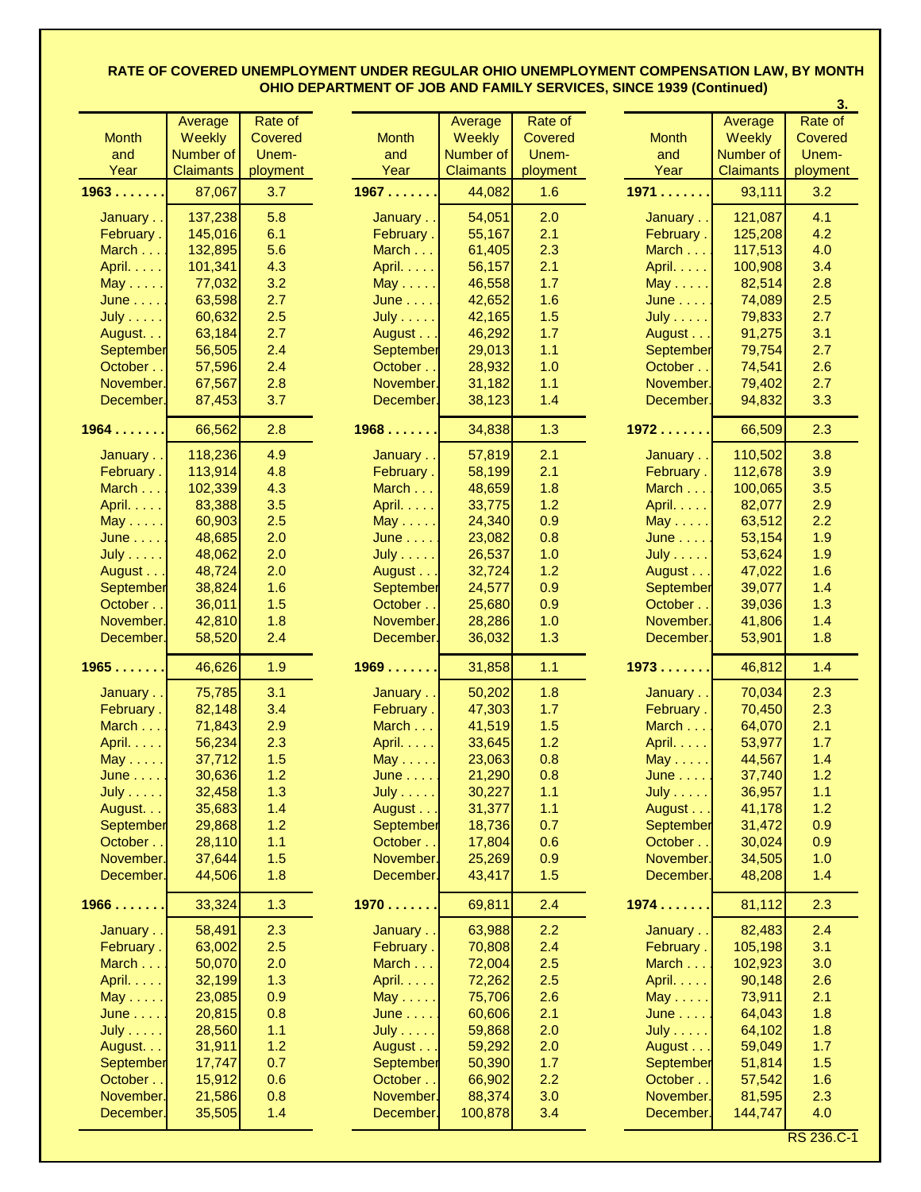# RATE OF COVERED UNEMPLOYMENT UNDER REGULAR OHIO UNEMPLOYMENT COMPENSATION LAW, BY MONTH OHIO DEPARTMENT OF JOB AND FAMILY SERVICES, SINCE 1939 (Continued)

3.

| Month and Year | Average Weekly Number of Claimants | Rate of Covered Unem-ployment | Month and Year | Average Weekly Number of Claimants | Rate of Covered Unem-ployment | Month and Year | Average Weekly Number of Claimants | Rate of Covered Unem-ployment |
|---|---|---|---|---|---|---|---|---|
| **1963 . . . . . . .** | 87,067 | 3.7 | **1967 . . . . . . .** | 44,082 | 1.6 | **1971 . . . . . . .** | 93,111 | 3.2 |
| January . . | 137,238 | 5.8 | January . . | 54,051 | 2.0 | January . . | 121,087 | 4.1 |
| February . | 145,016 | 6.1 | February . | 55,167 | 2.1 | February . | 125,208 | 4.2 |
| March . . . | 132,895 | 5.6 | March . . . | 61,405 | 2.3 | March . . . | 117,513 | 4.0 |
| April. . . . . | 101,341 | 4.3 | April. . . . . | 56,157 | 2.1 | April. . . . . | 100,908 | 3.4 |
| May . . . . . | 77,032 | 3.2 | May . . . . . | 46,558 | 1.7 | May . . . . . | 82,514 | 2.8 |
| June . . . . | 63,598 | 2.7 | June . . . . | 42,652 | 1.6 | June . . . . | 74,089 | 2.5 |
| July . . . . . | 60,632 | 2.5 | July . . . . . | 42,165 | 1.5 | July . . . . . | 79,833 | 2.7 |
| August. . . | 63,184 | 2.7 | August . . . | 46,292 | 1.7 | August . . . | 91,275 | 3.1 |
| September | 56,505 | 2.4 | September | 29,013 | 1.1 | September | 79,754 | 2.7 |
| October . . | 57,596 | 2.4 | October . . | 28,932 | 1.0 | October . . | 74,541 | 2.6 |
| November. | 67,567 | 2.8 | November. | 31,182 | 1.1 | November. | 79,402 | 2.7 |
| December. | 87,453 | 3.7 | December. | 38,123 | 1.4 | December. | 94,832 | 3.3 |
| **1964 . . . . . . .** | 66,562 | 2.8 | **1968 . . . . . . .** | 34,838 | 1.3 | **1972 . . . . . . .** | 66,509 | 2.3 |
| January . . | 118,236 | 4.9 | January . . | 57,819 | 2.1 | January . . | 110,502 | 3.8 |
| February . | 113,914 | 4.8 | February . | 58,199 | 2.1 | February . | 112,678 | 3.9 |
| March . . . | 102,339 | 4.3 | March . . . | 48,659 | 1.8 | March . . . | 100,065 | 3.5 |
| April. . . . . | 83,388 | 3.5 | April. . . . . | 33,775 | 1.2 | April. . . . . | 82,077 | 2.9 |
| May . . . . . | 60,903 | 2.5 | May . . . . . | 24,340 | 0.9 | May . . . . . | 63,512 | 2.2 |
| June . . . . | 48,685 | 2.0 | June . . . . | 23,082 | 0.8 | June . . . . | 53,154 | 1.9 |
| July . . . . . | 48,062 | 2.0 | July . . . . . | 26,537 | 1.0 | July . . . . . | 53,624 | 1.9 |
| August . . . | 48,724 | 2.0 | August . . . | 32,724 | 1.2 | August . . . | 47,022 | 1.6 |
| September | 38,824 | 1.6 | September | 24,577 | 0.9 | September | 39,077 | 1.4 |
| October . . | 36,011 | 1.5 | October . . | 25,680 | 0.9 | October . . | 39,036 | 1.3 |
| November. | 42,810 | 1.8 | November. | 28,286 | 1.0 | November. | 41,806 | 1.4 |
| December. | 58,520 | 2.4 | December. | 36,032 | 1.3 | December. | 53,901 | 1.8 |
| **1965 . . . . . . .** | 46,626 | 1.9 | **1969 . . . . . . .** | 31,858 | 1.1 | **1973 . . . . . . .** | 46,812 | 1.4 |
| January . . | 75,785 | 3.1 | January . . | 50,202 | 1.8 | January . . | 70,034 | 2.3 |
| February . | 82,148 | 3.4 | February . | 47,303 | 1.7 | February . | 70,450 | 2.3 |
| March . . . | 71,843 | 2.9 | March . . . | 41,519 | 1.5 | March . . . | 64,070 | 2.1 |
| April. . . . . | 56,234 | 2.3 | April. . . . . | 33,645 | 1.2 | April. . . . . | 53,977 | 1.7 |
| May . . . . . | 37,712 | 1.5 | May . . . . . | 23,063 | 0.8 | May . . . . . | 44,567 | 1.4 |
| June . . . . | 30,636 | 1.2 | June . . . . | 21,290 | 0.8 | June . . . . | 37,740 | 1.2 |
| July . . . . . | 32,458 | 1.3 | July . . . . . | 30,227 | 1.1 | July . . . . . | 36,957 | 1.1 |
| August. . . | 35,683 | 1.4 | August . . . | 31,377 | 1.1 | August . . . | 41,178 | 1.2 |
| September | 29,868 | 1.2 | September | 18,736 | 0.7 | September | 31,472 | 0.9 |
| October . . | 28,110 | 1.1 | October . . | 17,804 | 0.6 | October . . | 30,024 | 0.9 |
| November. | 37,644 | 1.5 | November. | 25,269 | 0.9 | November. | 34,505 | 1.0 |
| December. | 44,506 | 1.8 | December. | 43,417 | 1.5 | December. | 48,208 | 1.4 |
| **1966 . . . . . . .** | 33,324 | 1.3 | **1970 . . . . . . .** | 69,811 | 2.4 | **1974 . . . . . . .** | 81,112 | 2.3 |
| January . . | 58,491 | 2.3 | January . . | 63,988 | 2.2 | January . . | 82,483 | 2.4 |
| February . | 63,002 | 2.5 | February . | 70,808 | 2.4 | February . | 105,198 | 3.1 |
| March . . . | 50,070 | 2.0 | March . . . | 72,004 | 2.5 | March . . . | 102,923 | 3.0 |
| April. . . . . | 32,199 | 1.3 | April. . . . . | 72,262 | 2.5 | April. . . . . | 90,148 | 2.6 |
| May . . . . . | 23,085 | 0.9 | May . . . . . | 75,706 | 2.6 | May . . . . . | 73,911 | 2.1 |
| June . . . . | 20,815 | 0.8 | June . . . . | 60,606 | 2.1 | June . . . . | 64,043 | 1.8 |
| July . . . . . | 28,560 | 1.1 | July . . . . . | 59,868 | 2.0 | July . . . . . | 64,102 | 1.8 |
| August. . . | 31,911 | 1.2 | August . . . | 59,292 | 2.0 | August . . . | 59,049 | 1.7 |
| September | 17,747 | 0.7 | September | 50,390 | 1.7 | September | 51,814 | 1.5 |
| October . . | 15,912 | 0.6 | October . . | 66,902 | 2.2 | October . . | 57,542 | 1.6 |
| November. | 21,586 | 0.8 | November. | 88,374 | 3.0 | November. | 81,595 | 2.3 |
| December. | 35,505 | 1.4 | December. | 100,878 | 3.4 | December. | 144,747 | 4.0 |

RS 236.C-1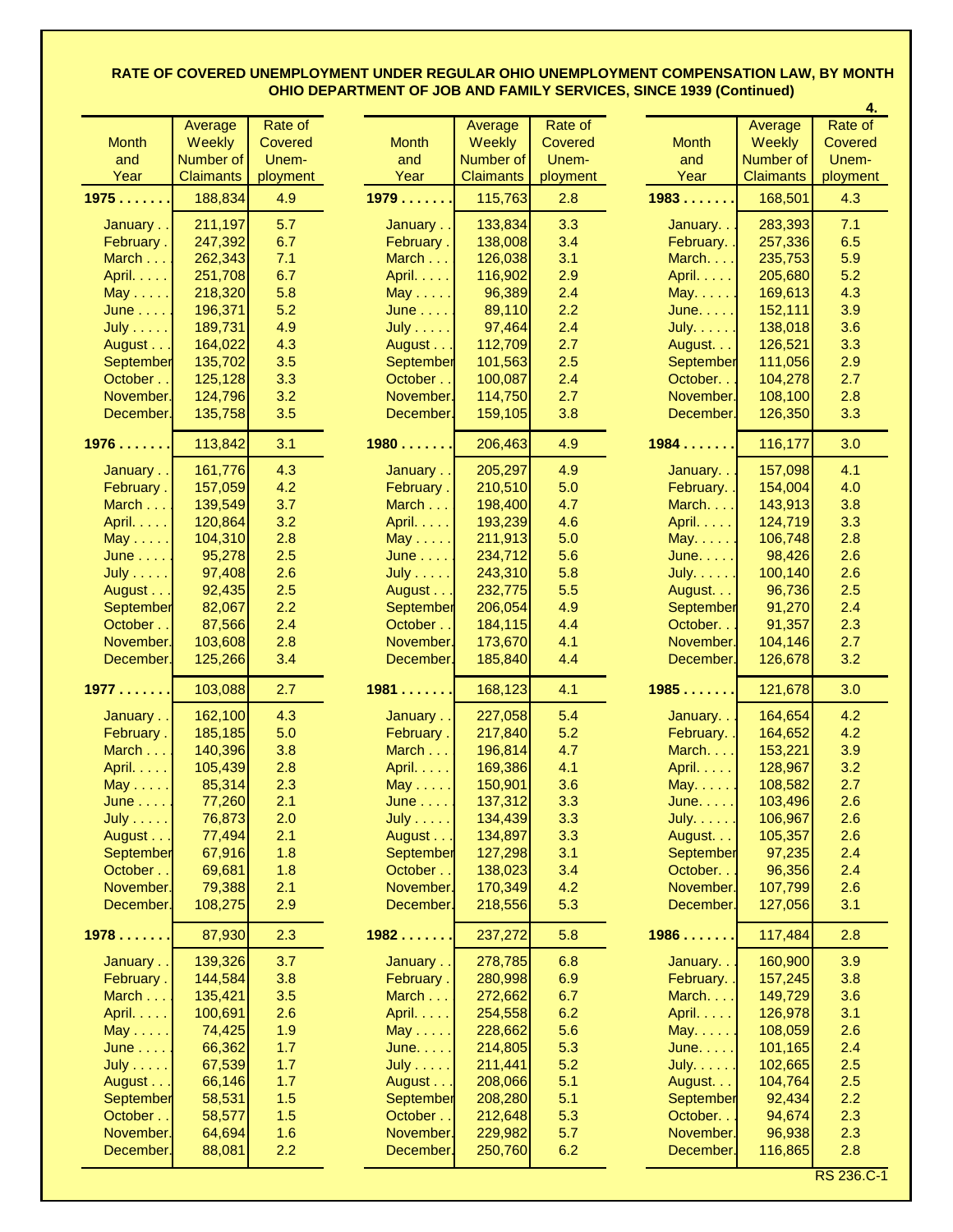**RATE OF COVERED UNEMPLOYMENT UNDER REGULAR OHIO UNEMPLOYMENT COMPENSATION LAW, BY MONTH OHIO DEPARTMENT OF JOB AND FAMILY SERVICES, SINCE 1939 (Continued)**

| Month and Year | Average Weekly Number of Claimants | Rate of Covered Unemployment |
|---|---|---|
| **1975** | 188,834 | 4.9 |
| January | 211,197 | 5.7 |
| February | 247,392 | 6.7 |
| March | 262,343 | 7.1 |
| April | 251,708 | 6.7 |
| May | 218,320 | 5.8 |
| June | 196,371 | 5.2 |
| July | 189,731 | 4.9 |
| August | 164,022 | 4.3 |
| September | 135,702 | 3.5 |
| October | 125,128 | 3.3 |
| November | 124,796 | 3.2 |
| December | 135,758 | 3.5 |
| **1976** | 113,842 | 3.1 |
| January | 161,776 | 4.3 |
| February | 157,059 | 4.2 |
| March | 139,549 | 3.7 |
| April | 120,864 | 3.2 |
| May | 104,310 | 2.8 |
| June | 95,278 | 2.5 |
| July | 97,408 | 2.6 |
| August | 92,435 | 2.5 |
| September | 82,067 | 2.2 |
| October | 87,566 | 2.4 |
| November | 103,608 | 2.8 |
| December | 125,266 | 3.4 |
| **1977** | 103,088 | 2.7 |
| January | 162,100 | 4.3 |
| February | 185,185 | 5.0 |
| March | 140,396 | 3.8 |
| April | 105,439 | 2.8 |
| May | 85,314 | 2.3 |
| June | 77,260 | 2.1 |
| July | 76,873 | 2.0 |
| August | 77,494 | 2.1 |
| September | 67,916 | 1.8 |
| October | 69,681 | 1.8 |
| November | 79,388 | 2.1 |
| December | 108,275 | 2.9 |
| **1978** | 87,930 | 2.3 |
| January | 139,326 | 3.7 |
| February | 144,584 | 3.8 |
| March | 135,421 | 3.5 |
| April | 100,691 | 2.6 |
| May | 74,425 | 1.9 |
| June | 66,362 | 1.7 |
| July | 67,539 | 1.7 |
| August | 66,146 | 1.7 |
| September | 58,531 | 1.5 |
| October | 58,577 | 1.5 |
| November | 64,694 | 1.6 |
| December | 88,081 | 2.2 |
| **1979** | 115,763 | 2.8 |
| January | 133,834 | 3.3 |
| February | 138,008 | 3.4 |
| March | 126,038 | 3.1 |
| April | 116,902 | 2.9 |
| May | 96,389 | 2.4 |
| June | 89,110 | 2.2 |
| July | 97,464 | 2.4 |
| August | 112,709 | 2.7 |
| September | 101,563 | 2.5 |
| October | 100,087 | 2.4 |
| November | 114,750 | 2.7 |
| December | 159,105 | 3.8 |
| **1980** | 206,463 | 4.9 |
| January | 205,297 | 4.9 |
| February | 210,510 | 5.0 |
| March | 198,400 | 4.7 |
| April | 193,239 | 4.6 |
| May | 211,913 | 5.0 |
| June | 234,712 | 5.6 |
| July | 243,310 | 5.8 |
| August | 232,775 | 5.5 |
| September | 206,054 | 4.9 |
| October | 184,115 | 4.4 |
| November | 173,670 | 4.1 |
| December | 185,840 | 4.4 |
| **1981** | 168,123 | 4.1 |
| January | 227,058 | 5.4 |
| February | 217,840 | 5.2 |
| March | 196,814 | 4.7 |
| April | 169,386 | 4.1 |
| May | 150,901 | 3.6 |
| June | 137,312 | 3.3 |
| July | 134,439 | 3.3 |
| August | 134,897 | 3.3 |
| September | 127,298 | 3.1 |
| October | 138,023 | 3.4 |
| November | 170,349 | 4.2 |
| December | 218,556 | 5.3 |
| **1982** | 237,272 | 5.8 |
| January | 278,785 | 6.8 |
| February | 280,998 | 6.9 |
| March | 272,662 | 6.7 |
| April | 254,558 | 6.2 |
| May | 228,662 | 5.6 |
| June | 214,805 | 5.3 |
| July | 211,441 | 5.2 |
| August | 208,066 | 5.1 |
| September | 208,280 | 5.1 |
| October | 212,648 | 5.3 |
| November | 229,982 | 5.7 |
| December | 250,760 | 6.2 |
| **1983** | 168,501 | 4.3 |
| January | 283,393 | 7.1 |
| February | 257,336 | 6.5 |
| March | 235,753 | 5.9 |
| April | 205,680 | 5.2 |
| May | 169,613 | 4.3 |
| June | 152,111 | 3.9 |
| July | 138,018 | 3.6 |
| August | 126,521 | 3.3 |
| September | 111,056 | 2.9 |
| October | 104,278 | 2.7 |
| November | 108,100 | 2.8 |
| December | 126,350 | 3.3 |
| **1984** | 116,177 | 3.0 |
| January | 157,098 | 4.1 |
| February | 154,004 | 4.0 |
| March | 143,913 | 3.8 |
| April | 124,719 | 3.3 |
| May | 106,748 | 2.8 |
| June | 98,426 | 2.6 |
| July | 100,140 | 2.6 |
| August | 96,736 | 2.5 |
| September | 91,270 | 2.4 |
| October | 91,357 | 2.3 |
| November | 104,146 | 2.7 |
| December | 126,678 | 3.2 |
| **1985** | 121,678 | 3.0 |
| January | 164,654 | 4.2 |
| February | 164,652 | 4.2 |
| March | 153,221 | 3.9 |
| April | 128,967 | 3.2 |
| May | 108,582 | 2.7 |
| June | 103,496 | 2.6 |
| July | 106,967 | 2.6 |
| August | 105,357 | 2.6 |
| September | 97,235 | 2.4 |
| October | 96,356 | 2.4 |
| November | 107,799 | 2.6 |
| December | 127,056 | 3.1 |
| **1986** | 117,484 | 2.8 |
| January | 160,900 | 3.9 |
| February | 157,245 | 3.8 |
| March | 149,729 | 3.6 |
| April | 126,978 | 3.1 |
| May | 108,059 | 2.6 |
| June | 101,165 | 2.4 |
| July | 102,665 | 2.5 |
| August | 104,764 | 2.5 |
| September | 92,434 | 2.2 |
| October | 94,674 | 2.3 |
| November | 96,938 | 2.3 |
| December | 116,865 | 2.8 |

RS 236.C-1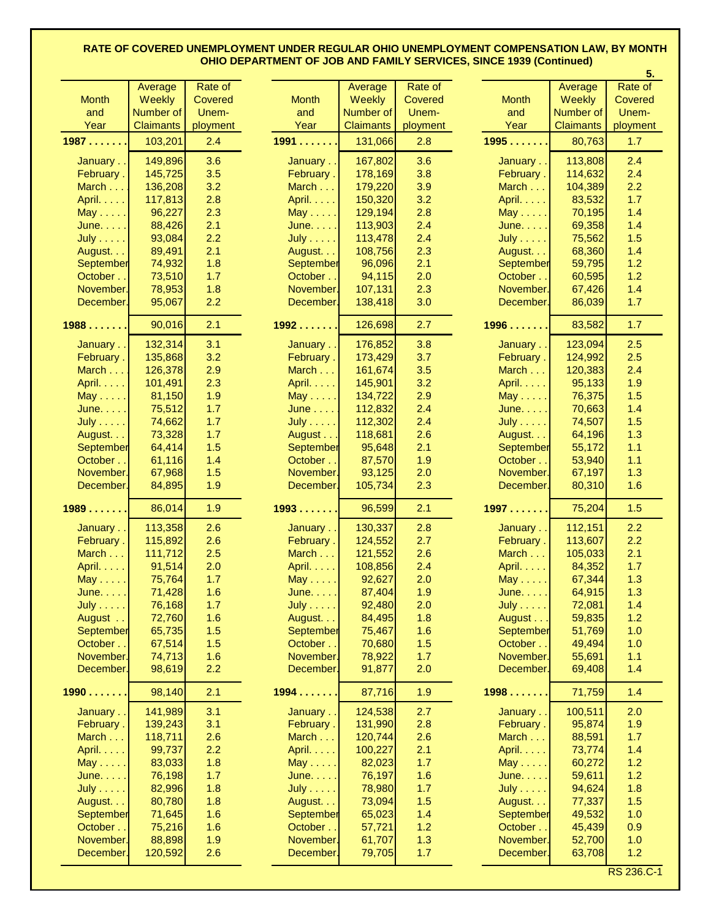# RATE OF COVERED UNEMPLOYMENT UNDER REGULAR OHIO UNEMPLOYMENT COMPENSATION LAW, BY MONTH
## OHIO DEPARTMENT OF JOB AND FAMILY SERVICES, SINCE 1939 (Continued)

| Month and Year | Average Weekly Number of Claimants | Rate of Covered Unemployment |
|---|---|---|
| **1987** | 103,201 | 2.4 |
| January | 149,896 | 3.6 |
| February | 145,725 | 3.5 |
| March | 136,208 | 3.2 |
| April | 117,813 | 2.8 |
| May | 96,227 | 2.3 |
| June | 88,426 | 2.1 |
| July | 93,084 | 2.2 |
| August | 89,491 | 2.1 |
| September | 74,932 | 1.8 |
| October | 73,510 | 1.7 |
| November | 78,953 | 1.8 |
| December | 95,067 | 2.2 |
| **1988** | 90,016 | 2.1 |
| January | 132,314 | 3.1 |
| February | 135,868 | 3.2 |
| March | 126,378 | 2.9 |
| April | 101,491 | 2.3 |
| May | 81,150 | 1.9 |
| June | 75,512 | 1.7 |
| July | 74,662 | 1.7 |
| August | 73,328 | 1.7 |
| September | 64,414 | 1.5 |
| October | 61,116 | 1.4 |
| November | 67,968 | 1.5 |
| December | 84,895 | 1.9 |
| **1989** | 86,014 | 1.9 |
| January | 113,358 | 2.6 |
| February | 115,892 | 2.6 |
| March | 111,712 | 2.5 |
| April | 91,514 | 2.0 |
| May | 75,764 | 1.7 |
| June | 71,428 | 1.6 |
| July | 76,168 | 1.7 |
| August | 72,760 | 1.6 |
| September | 65,735 | 1.5 |
| October | 67,514 | 1.5 |
| November | 74,713 | 1.6 |
| December | 98,619 | 2.2 |
| **1990** | 98,140 | 2.1 |
| January | 141,989 | 3.1 |
| February | 139,243 | 3.1 |
| March | 118,711 | 2.6 |
| April | 99,737 | 2.2 |
| May | 83,033 | 1.8 |
| June | 76,198 | 1.7 |
| July | 82,996 | 1.8 |
| August | 80,780 | 1.8 |
| September | 71,645 | 1.6 |
| October | 75,216 | 1.6 |
| November | 88,898 | 1.9 |
| December | 120,592 | 2.6 |
| **1991** | 131,066 | 2.8 |
| January | 167,802 | 3.6 |
| February | 178,169 | 3.8 |
| March | 179,220 | 3.9 |
| April | 150,320 | 3.2 |
| May | 129,194 | 2.8 |
| June | 113,903 | 2.4 |
| July | 113,478 | 2.4 |
| August | 108,756 | 2.3 |
| September | 96,096 | 2.1 |
| October | 94,115 | 2.0 |
| November | 107,131 | 2.3 |
| December | 138,418 | 3.0 |
| **1992** | 126,698 | 2.7 |
| January | 176,852 | 3.8 |
| February | 173,429 | 3.7 |
| March | 161,674 | 3.5 |
| April | 145,901 | 3.2 |
| May | 134,722 | 2.9 |
| June | 112,832 | 2.4 |
| July | 112,302 | 2.4 |
| August | 118,681 | 2.6 |
| September | 95,648 | 2.1 |
| October | 87,570 | 1.9 |
| November | 93,125 | 2.0 |
| December | 105,734 | 2.3 |
| **1993** | 96,599 | 2.1 |
| January | 130,337 | 2.8 |
| February | 124,552 | 2.7 |
| March | 121,552 | 2.6 |
| April | 108,856 | 2.4 |
| May | 92,627 | 2.0 |
| June | 87,404 | 1.9 |
| July | 92,480 | 2.0 |
| August | 84,495 | 1.8 |
| September | 75,467 | 1.6 |
| October | 70,680 | 1.5 |
| November | 78,922 | 1.7 |
| December | 91,877 | 2.0 |
| **1994** | 87,716 | 1.9 |
| January | 124,538 | 2.7 |
| February | 131,990 | 2.8 |
| March | 120,744 | 2.6 |
| April | 100,227 | 2.1 |
| May | 82,023 | 1.7 |
| June | 76,197 | 1.6 |
| July | 78,980 | 1.7 |
| August | 73,094 | 1.5 |
| September | 65,023 | 1.4 |
| October | 57,721 | 1.2 |
| November | 61,707 | 1.3 |
| December | 79,705 | 1.7 |
| **1995** | 80,763 | 1.7 |
| January | 113,808 | 2.4 |
| February | 114,632 | 2.4 |
| March | 104,389 | 2.2 |
| April | 83,532 | 1.7 |
| May | 70,195 | 1.4 |
| June | 69,358 | 1.4 |
| July | 75,562 | 1.5 |
| August | 68,360 | 1.4 |
| September | 59,795 | 1.2 |
| October | 60,595 | 1.2 |
| November | 67,426 | 1.4 |
| December | 86,039 | 1.7 |
| **1996** | 83,582 | 1.7 |
| January | 123,094 | 2.5 |
| February | 124,992 | 2.5 |
| March | 120,383 | 2.4 |
| April | 95,133 | 1.9 |
| May | 76,375 | 1.5 |
| June | 70,663 | 1.4 |
| July | 74,507 | 1.5 |
| August | 64,196 | 1.3 |
| September | 55,172 | 1.1 |
| October | 53,940 | 1.1 |
| November | 67,197 | 1.3 |
| December | 80,310 | 1.6 |
| **1997** | 75,204 | 1.5 |
| January | 112,151 | 2.2 |
| February | 113,607 | 2.2 |
| March | 105,033 | 2.1 |
| April | 84,352 | 1.7 |
| May | 67,344 | 1.3 |
| June | 64,915 | 1.3 |
| July | 72,081 | 1.4 |
| August | 59,835 | 1.2 |
| September | 51,769 | 1.0 |
| October | 49,494 | 1.0 |
| November | 55,691 | 1.1 |
| December | 69,408 | 1.4 |
| **1998** | 71,759 | 1.4 |
| January | 100,511 | 2.0 |
| February | 95,874 | 1.9 |
| March | 88,591 | 1.7 |
| April | 73,774 | 1.4 |
| May | 60,272 | 1.2 |
| June | 59,611 | 1.2 |
| July | 94,624 | 1.8 |
| August | 77,337 | 1.5 |
| September | 49,532 | 1.0 |
| October | 45,439 | 0.9 |
| November | 52,700 | 1.0 |
| December | 63,708 | 1.2 |

RS 236.C-1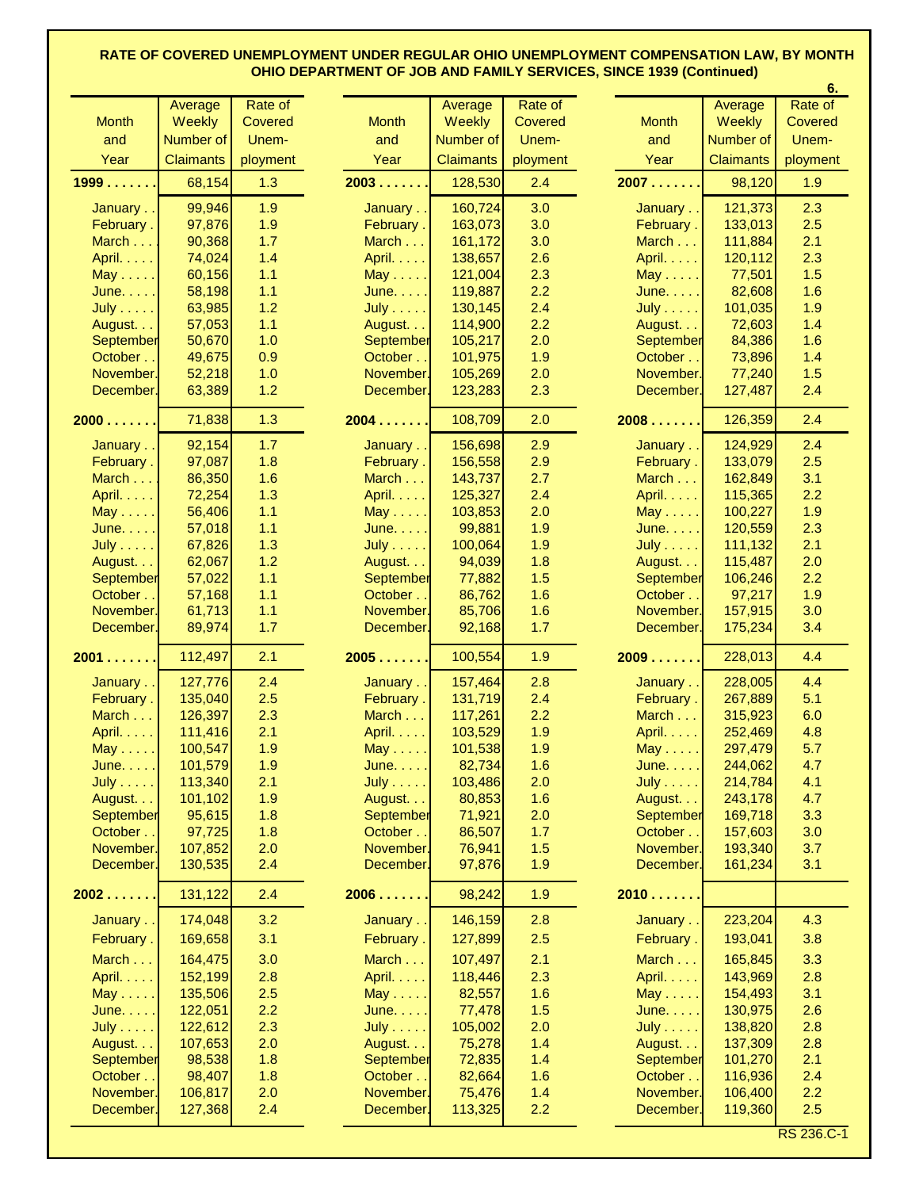# RATE OF COVERED UNEMPLOYMENT UNDER REGULAR OHIO UNEMPLOYMENT COMPENSATION LAW, BY MONTH
## OHIO DEPARTMENT OF JOB AND FAMILY SERVICES, SINCE 1939 (Continued)

| Month and Year | Average Weekly Number of Claimants | Rate of Covered Unemployment |
|---|---|---|
| **1999** | 68,154 | 1.3 |
| January | 99,946 | 1.9 |
| February | 97,876 | 1.9 |
| March | 90,368 | 1.7 |
| April | 74,024 | 1.4 |
| May | 60,156 | 1.1 |
| June | 58,198 | 1.1 |
| July | 63,985 | 1.2 |
| August | 57,053 | 1.1 |
| September | 50,670 | 1.0 |
| October | 49,675 | 0.9 |
| November | 52,218 | 1.0 |
| December | 63,389 | 1.2 |
| **2000** | 71,838 | 1.3 |
| January | 92,154 | 1.7 |
| February | 97,087 | 1.8 |
| March | 86,350 | 1.6 |
| April | 72,254 | 1.3 |
| May | 56,406 | 1.1 |
| June | 57,018 | 1.1 |
| July | 67,826 | 1.3 |
| August | 62,067 | 1.2 |
| September | 57,022 | 1.1 |
| October | 57,168 | 1.1 |
| November | 61,713 | 1.1 |
| December | 89,974 | 1.7 |
| **2001** | 112,497 | 2.1 |
| January | 127,776 | 2.4 |
| February | 135,040 | 2.5 |
| March | 126,397 | 2.3 |
| April | 111,416 | 2.1 |
| May | 100,547 | 1.9 |
| June | 101,579 | 1.9 |
| July | 113,340 | 2.1 |
| August | 101,102 | 1.9 |
| September | 95,615 | 1.8 |
| October | 97,725 | 1.8 |
| November | 107,852 | 2.0 |
| December | 130,535 | 2.4 |
| **2002** | 131,122 | 2.4 |
| January | 174,048 | 3.2 |
| February | 169,658 | 3.1 |
| March | 164,475 | 3.0 |
| April | 152,199 | 2.8 |
| May | 135,506 | 2.5 |
| June | 122,051 | 2.2 |
| July | 122,612 | 2.3 |
| August | 107,653 | 2.0 |
| September | 98,538 | 1.8 |
| October | 98,407 | 1.8 |
| November | 106,817 | 2.0 |
| December | 127,368 | 2.4 |
| **2003** | 128,530 | 2.4 |
| January | 160,724 | 3.0 |
| February | 163,073 | 3.0 |
| March | 161,172 | 3.0 |
| April | 138,657 | 2.6 |
| May | 121,004 | 2.3 |
| June | 119,887 | 2.2 |
| July | 130,145 | 2.4 |
| August | 114,900 | 2.2 |
| September | 105,217 | 2.0 |
| October | 101,975 | 1.9 |
| November | 105,269 | 2.0 |
| December | 123,283 | 2.3 |
| **2004** | 108,709 | 2.0 |
| January | 156,698 | 2.9 |
| February | 156,558 | 2.9 |
| March | 143,737 | 2.7 |
| April | 125,327 | 2.4 |
| May | 103,853 | 2.0 |
| June | 99,881 | 1.9 |
| July | 100,064 | 1.9 |
| August | 94,039 | 1.8 |
| September | 77,882 | 1.5 |
| October | 86,762 | 1.6 |
| November | 85,706 | 1.6 |
| December | 92,168 | 1.7 |
| **2005** | 100,554 | 1.9 |
| January | 157,464 | 2.8 |
| February | 131,719 | 2.4 |
| March | 117,261 | 2.2 |
| April | 103,529 | 1.9 |
| May | 101,538 | 1.9 |
| June | 82,734 | 1.6 |
| July | 103,486 | 2.0 |
| August | 80,853 | 1.6 |
| September | 71,921 | 2.0 |
| October | 86,507 | 1.7 |
| November | 76,941 | 1.5 |
| December | 97,876 | 1.9 |
| **2006** | 98,242 | 1.9 |
| January | 146,159 | 2.8 |
| February | 127,899 | 2.5 |
| March | 107,497 | 2.1 |
| April | 118,446 | 2.3 |
| May | 82,557 | 1.6 |
| June | 77,478 | 1.5 |
| July | 105,002 | 2.0 |
| August | 75,278 | 1.4 |
| September | 72,835 | 1.4 |
| October | 82,664 | 1.6 |
| November | 75,476 | 1.4 |
| December | 113,325 | 2.2 |
| **2007** | 98,120 | 1.9 |
| January | 121,373 | 2.3 |
| February | 133,013 | 2.5 |
| March | 111,884 | 2.1 |
| April | 120,112 | 2.3 |
| May | 77,501 | 1.5 |
| June | 82,608 | 1.6 |
| July | 101,035 | 1.9 |
| August | 72,603 | 1.4 |
| September | 84,386 | 1.6 |
| October | 73,896 | 1.4 |
| November | 77,240 | 1.5 |
| December | 127,487 | 2.4 |
| **2008** | 126,359 | 2.4 |
| January | 124,929 | 2.4 |
| February | 133,079 | 2.5 |
| March | 162,849 | 3.1 |
| April | 115,365 | 2.2 |
| May | 100,227 | 1.9 |
| June | 120,559 | 2.3 |
| July | 111,132 | 2.1 |
| August | 115,487 | 2.0 |
| September | 106,246 | 2.2 |
| October | 97,217 | 1.9 |
| November | 157,915 | 3.0 |
| December | 175,234 | 3.4 |
| **2009** | 228,013 | 4.4 |
| January | 228,005 | 4.4 |
| February | 267,889 | 5.1 |
| March | 315,923 | 6.0 |
| April | 252,469 | 4.8 |
| May | 297,479 | 5.7 |
| June | 244,062 | 4.7 |
| July | 214,784 | 4.1 |
| August | 243,178 | 4.7 |
| September | 169,718 | 3.3 |
| October | 157,603 | 3.0 |
| November | 193,340 | 3.7 |
| December | 161,234 | 3.1 |
| **2010** | | |
| January | 223,204 | 4.3 |
| February | 193,041 | 3.8 |
| March | 165,845 | 3.3 |
| April | 143,969 | 2.8 |
| May | 154,493 | 3.1 |
| June | 130,975 | 2.6 |
| July | 138,820 | 2.8 |
| August | 137,309 | 2.8 |
| September | 101,270 | 2.1 |
| October | 116,936 | 2.4 |
| November | 106,400 | 2.2 |
| December | 119,360 | 2.5 |

RS 236.C-1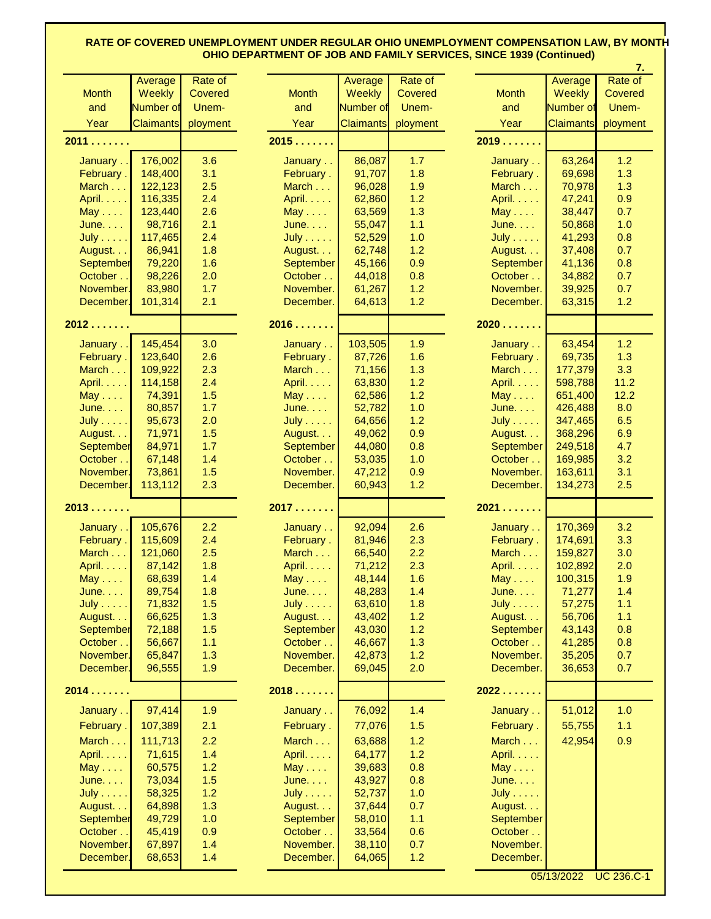## RATE OF COVERED UNEMPLOYMENT UNDER REGULAR OHIO UNEMPLOYMENT COMPENSATION LAW, BY MONTH
## OHIO DEPARTMENT OF JOB AND FAMILY SERVICES, SINCE 1939 (Continued)

| Month and Year | Average Weekly Number of Claimants | Rate of Covered Unem-ployment | Month and Year | Average Weekly Number of Claimants | Rate of Covered Unem-ployment | Month and Year | Average Weekly Number of Claimants | Rate of Covered Unem-ployment |
|---|---|---|---|---|---|---|---|---|
| **2011 . . . . . . .** | | | **2015 . . . . . . .** | | | **2019 . . . . . . .** | | |
| January . . | 176,002 | 3.6 | January . . | 86,087 | 1.7 | January . . | 63,264 | 1.2 |
| February . | 148,400 | 3.1 | February . | 91,707 | 1.8 | February . | 69,698 | 1.3 |
| March . . . | 122,123 | 2.5 | March . . . | 96,028 | 1.9 | March . . . | 70,978 | 1.3 |
| April. . . . . | 116,335 | 2.4 | April. . . . . | 62,860 | 1.2 | April. . . . . | 47,241 | 0.9 |
| May . . . . | 123,440 | 2.6 | May . . . . | 63,569 | 1.3 | May . . . . | 38,447 | 0.7 |
| June. . . . | 98,716 | 2.1 | June. . . . | 55,047 | 1.1 | June. . . . | 50,868 | 1.0 |
| July . . . . . | 117,465 | 2.4 | July . . . . . | 52,529 | 1.0 | July . . . . . | 41,293 | 0.8 |
| August. . . | 86,941 | 1.8 | August. . . | 62,748 | 1.2 | August. . . | 37,408 | 0.7 |
| September | 79,220 | 1.6 | September | 45,166 | 0.9 | September | 41,136 | 0.8 |
| October . . | 98,226 | 2.0 | October . . | 44,018 | 0.8 | October . . | 34,882 | 0.7 |
| November. | 83,980 | 1.7 | November. | 61,267 | 1.2 | November. | 39,925 | 0.7 |
| December. | 101,314 | 2.1 | December. | 64,613 | 1.2 | December. | 63,315 | 1.2 |
| **2012 . . . . . . .** | | | **2016 . . . . . . .** | | | **2020 . . . . . . .** | | |
| January . . | 145,454 | 3.0 | January . . | 103,505 | 1.9 | January . . | 63,454 | 1.2 |
| February . | 123,640 | 2.6 | February . | 87,726 | 1.6 | February . | 69,735 | 1.3 |
| March . . . | 109,922 | 2.3 | March . . . | 71,156 | 1.3 | March . . . | 177,379 | 3.3 |
| April. . . . . | 114,158 | 2.4 | April. . . . . | 63,830 | 1.2 | April. . . . . | 598,788 | 11.2 |
| May . . . . | 74,391 | 1.5 | May . . . . | 62,586 | 1.2 | May . . . . | 651,400 | 12.2 |
| June. . . . | 80,857 | 1.7 | June. . . . | 52,782 | 1.0 | June. . . . | 426,488 | 8.0 |
| July . . . . . | 95,673 | 2.0 | July . . . . . | 64,656 | 1.2 | July . . . . . | 347,465 | 6.5 |
| August. . . | 71,971 | 1.5 | August. . . | 49,062 | 0.9 | August. . . | 368,296 | 6.9 |
| September | 84,971 | 1.7 | September | 44,080 | 0.8 | September | 249,518 | 4.7 |
| October . . | 67,148 | 1.4 | October . . | 53,035 | 1.0 | October . . | 169,985 | 3.2 |
| November. | 73,861 | 1.5 | November. | 47,212 | 0.9 | November. | 163,611 | 3.1 |
| December. | 113,112 | 2.3 | December. | 60,943 | 1.2 | December. | 134,273 | 2.5 |
| **2013 . . . . . . .** | | | **2017 . . . . . . .** | | | **2021 . . . . . . .** | | |
| January . . | 105,676 | 2.2 | January . . | 92,094 | 2.6 | January . . | 170,369 | 3.2 |
| February . | 115,609 | 2.4 | February . | 81,946 | 2.3 | February . | 174,691 | 3.3 |
| March . . . | 121,060 | 2.5 | March . . . | 66,540 | 2.2 | March . . . | 159,827 | 3.0 |
| April. . . . . | 87,142 | 1.8 | April. . . . . | 71,212 | 2.3 | April. . . . . | 102,892 | 2.0 |
| May . . . . | 68,639 | 1.4 | May . . . . | 48,144 | 1.6 | May . . . . | 100,315 | 1.9 |
| June. . . . | 89,754 | 1.8 | June. . . . | 48,283 | 1.4 | June. . . . | 71,277 | 1.4 |
| July . . . . . | 71,832 | 1.5 | July . . . . . | 63,610 | 1.8 | July . . . . . | 57,275 | 1.1 |
| August. . . | 66,625 | 1.3 | August. . . | 43,402 | 1.2 | August. . . | 56,706 | 1.1 |
| September | 72,188 | 1.5 | September | 43,030 | 1.2 | September | 43,143 | 0.8 |
| October . . | 56,667 | 1.1 | October . . | 46,667 | 1.3 | October . . | 41,285 | 0.8 |
| November. | 65,847 | 1.3 | November. | 42,873 | 1.2 | November. | 35,205 | 0.7 |
| December. | 96,555 | 1.9 | December. | 69,045 | 2.0 | December. | 36,653 | 0.7 |
| **2014 . . . . . . .** | | | **2018 . . . . . . .** | | | **2022 . . . . . . .** | | |
| January . . | 97,414 | 1.9 | January . . | 76,092 | 1.4 | January . . | 51,012 | 1.0 |
| February . | 107,389 | 2.1 | February . | 77,076 | 1.5 | February . | 55,755 | 1.1 |
| March . . . | 111,713 | 2.2 | March . . . | 63,688 | 1.2 | March . . . | 42,954 | 0.9 |
| April. . . . . | 71,615 | 1.4 | April. . . . . | 64,177 | 1.2 | April. . . . . | | |
| May . . . . | 60,575 | 1.2 | May . . . . | 39,683 | 0.8 | May . . . . | | |
| June. . . . | 73,034 | 1.5 | June. . . . | 43,927 | 0.8 | June. . . . | | |
| July . . . . . | 58,325 | 1.2 | July . . . . . | 52,737 | 1.0 | July . . . . . | | |
| August. . . | 64,898 | 1.3 | August. . . | 37,644 | 0.7 | August. . . | | |
| September | 49,729 | 1.0 | September | 58,010 | 1.1 | September | | |
| October . . | 45,419 | 0.9 | October . . | 33,564 | 0.6 | October . . | | |
| November. | 67,897 | 1.4 | November. | 38,110 | 0.7 | November. | | |
| December. | 68,653 | 1.4 | December. | 64,065 | 1.2 | December. | | |

05/13/2022 UC 236.C-1